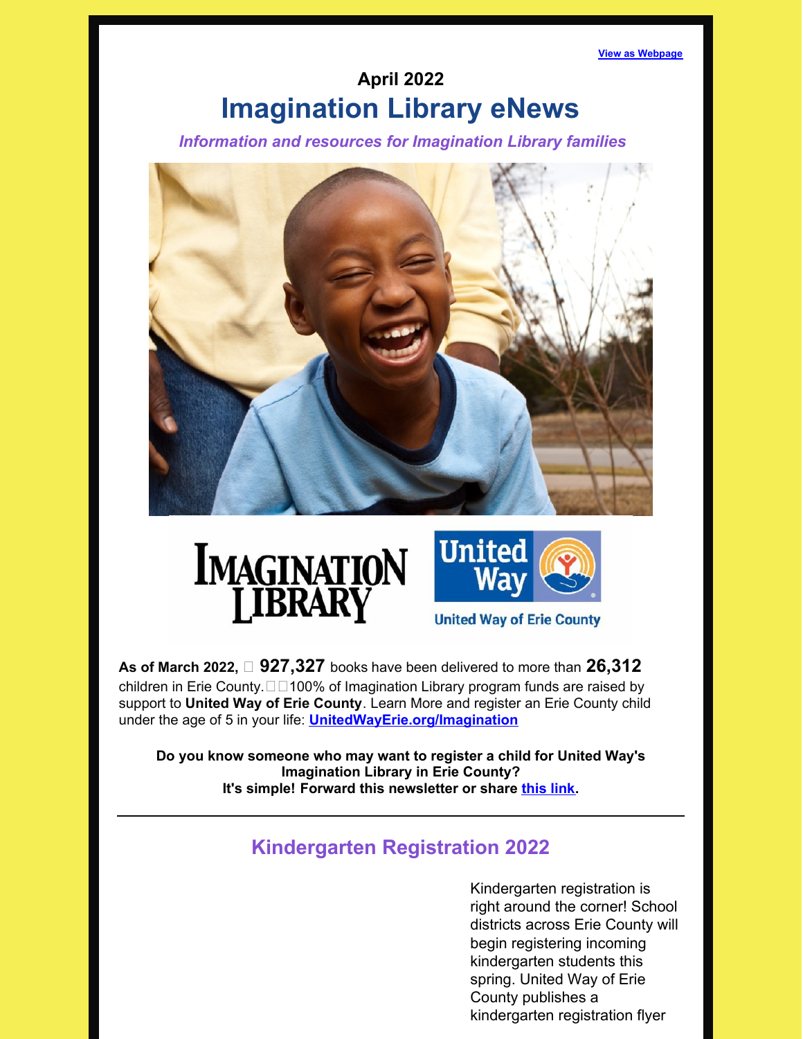View as Webpage

**April 2022**

# Imagination Library eNews

***Information and resources for Imagination Library families***

**As of March 2022,** **927,327** books have been delivered to more than **26,312** children in Erie County. 100% of Imagination Library program funds are raised by support to **United Way of Erie County**. Learn More and register an Erie County child under the age of 5 in your life: **UnitedWayErie.org/Imagination**

**Do you know someone who may want to register a child for United Way's Imagination Library in Erie County?**
**It's simple! Forward this newsletter or share this link.**

---

## Kindergarten Registration 2022

Kindergarten registration is right around the corner! School districts across Erie County will begin registering incoming kindergarten students this spring. United Way of Erie County publishes a kindergarten registration flyer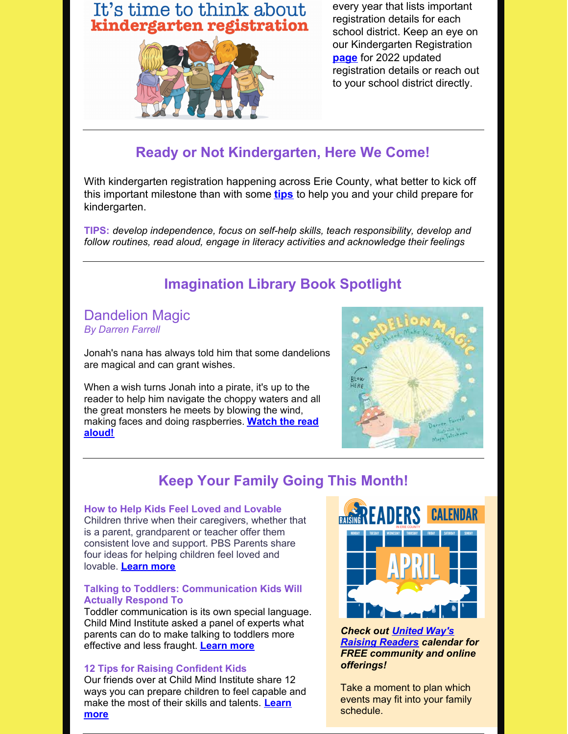# It's time to think about kindergarten registration

every year that lists important registration details for each school district. Keep an eye on our Kindergarten Registration **page** for 2022 updated registration details or reach out to your school district directly.

---

## Ready or Not Kindergarten, Here We Come!

With kindergarten registration happening across Erie County, what better to kick off this important milestone than with some **tips** to help you and your child prepare for kindergarten.

**TIPS:** *develop independence, focus on self-help skills, teach responsibility, develop and follow routines, read aloud, engage in literacy activities and acknowledge their feelings*

---

## Imagination Library Book Spotlight

### Dandelion Magic

*By Darren Farrell*

Jonah's nana has always told him that some dandelions are magical and can grant wishes.

When a wish turns Jonah into a pirate, it's up to the reader to help him navigate the choppy waters and all the great monsters he meets by blowing the wind, making faces and doing raspberries. **Watch the read aloud!**

---

## Keep Your Family Going This Month!

**How to Help Kids Feel Loved and Lovable**
Children thrive when their caregivers, whether that is a parent, grandparent or teacher offer them consistent love and support. PBS Parents share four ideas for helping children feel loved and lovable. **Learn more**

**Talking to Toddlers: Communication Kids Will Actually Respond To**
Toddler communication is its own special language. Child Mind Institute asked a panel of experts what parents can do to make talking to toddlers more effective and less fraught. **Learn more**

**12 Tips for Raising Confident Kids**
Our friends over at Child Mind Institute share 12 ways you can prepare children to feel capable and make the most of their skills and talents. **Learn more**

***Check out United Way's Raising Readers calendar for FREE community and online offerings!***

Take a moment to plan which events may fit into your family schedule.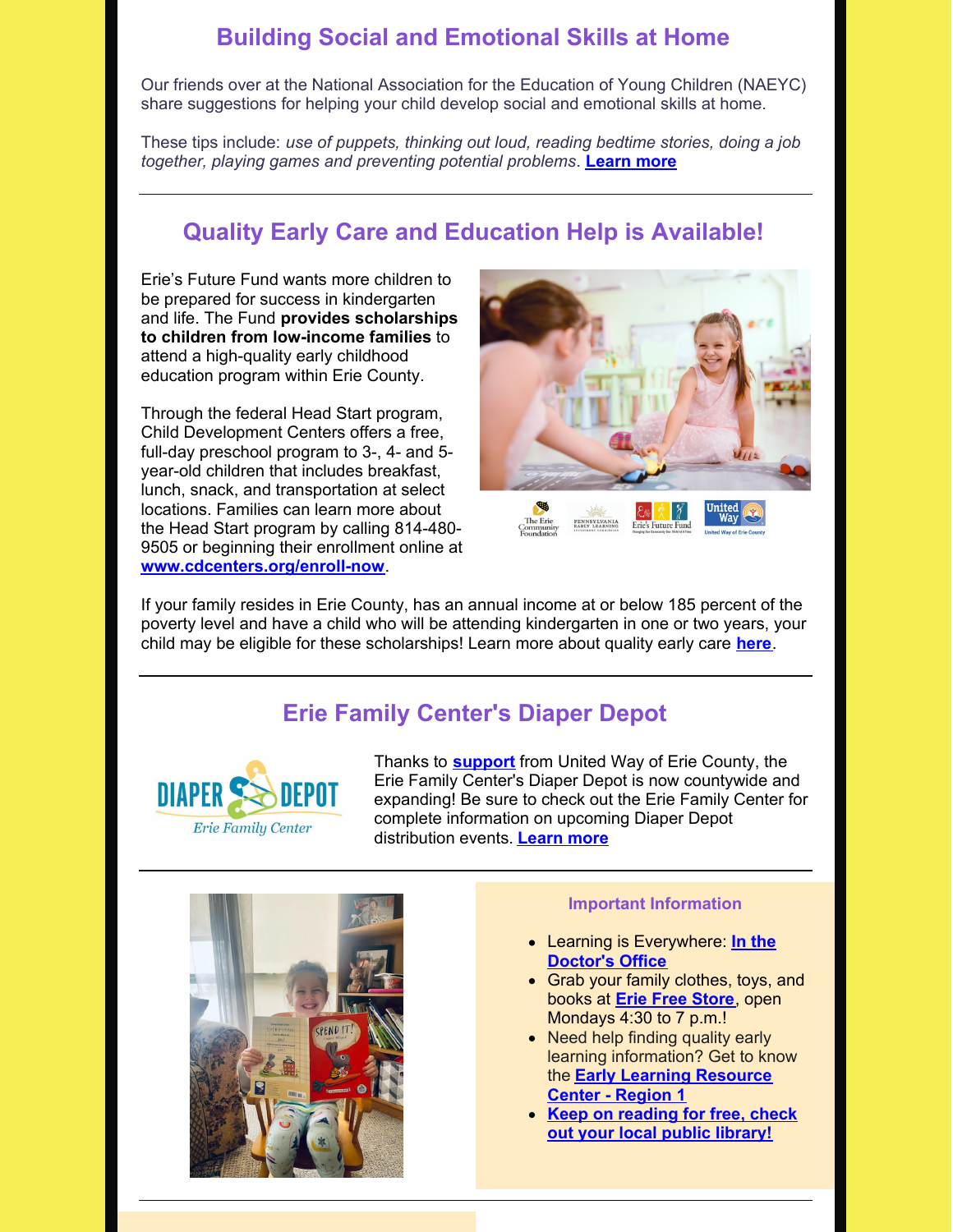## Building Social and Emotional Skills at Home

Our friends over at the National Association for the Education of Young Children (NAEYC) share suggestions for helping your child develop social and emotional skills at home.

These tips include: *use of puppets, thinking out loud, reading bedtime stories, doing a job together, playing games and preventing potential problems*. **Learn more**

---

## Quality Early Care and Education Help is Available!

Erie's Future Fund wants more children to be prepared for success in kindergarten and life. The Fund **provides scholarships to children from low-income families** to attend a high-quality early childhood education program within Erie County.

Through the federal Head Start program, Child Development Centers offers a free, full-day preschool program to 3-, 4- and 5-year-old children that includes breakfast, lunch, snack, and transportation at select locations. Families can learn more about the Head Start program by calling 814-480-9505 or beginning their enrollment online at **www.cdcenters.org/enroll-now**.

If your family resides in Erie County, has an annual income at or below 185 percent of the poverty level and have a child who will be attending kindergarten in one or two years, your child may be eligible for these scholarships! Learn more about quality early care **here**.

---

## Erie Family Center's Diaper Depot

Thanks to **support** from United Way of Erie County, the Erie Family Center's Diaper Depot is now countywide and expanding! Be sure to check out the Erie Family Center for complete information on upcoming Diaper Depot distribution events. **Learn more**

---

### Important Information

- Learning is Everywhere: **In the Doctor's Office**
- Grab your family clothes, toys, and books at **Erie Free Store**, open Mondays 4:30 to 7 p.m.!
- Need help finding quality early learning information? Get to know the **Early Learning Resource Center - Region 1**
- **Keep on reading for free, check out your local public library!**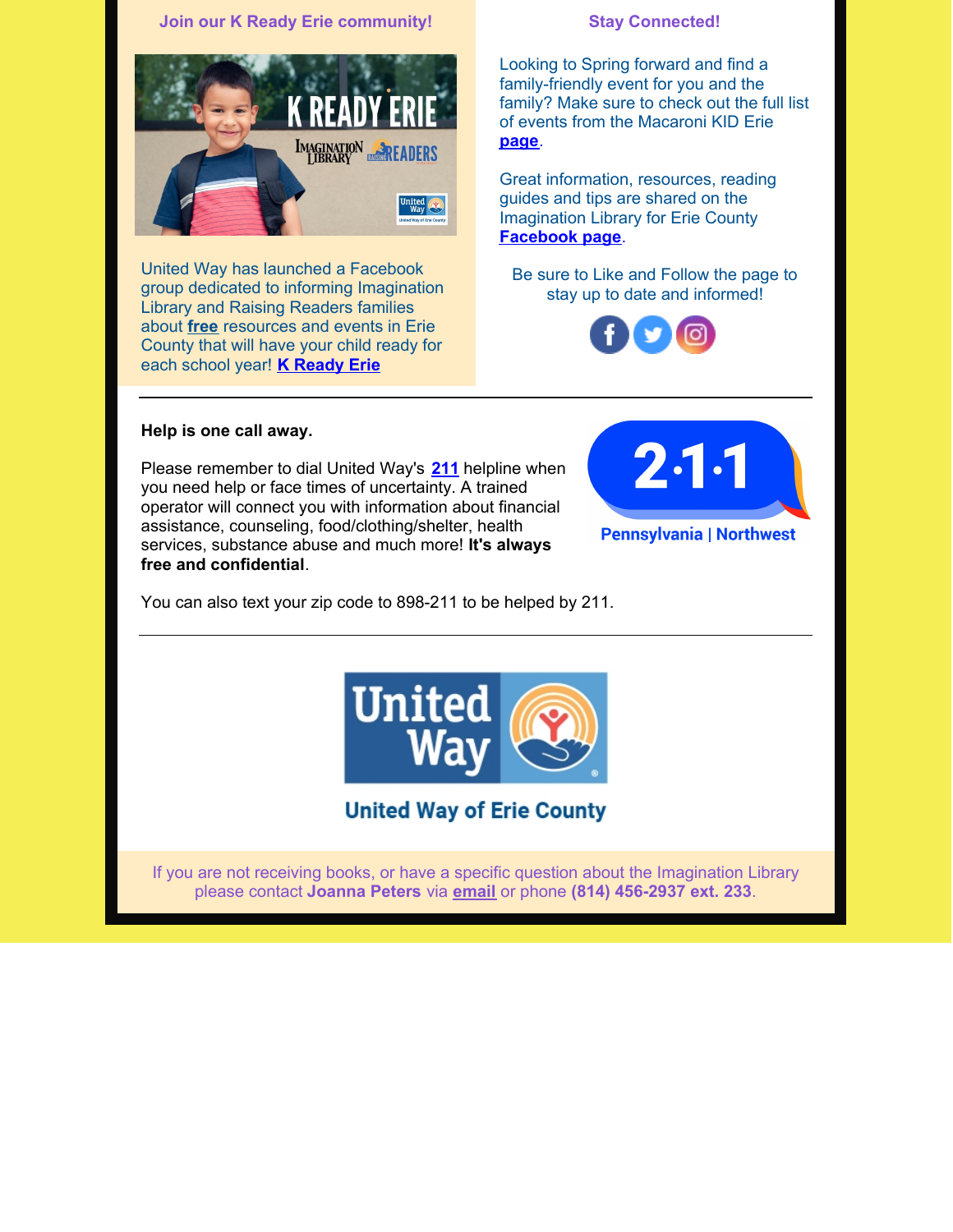## Join our K Ready Erie community!

United Way has launched a Facebook group dedicated to informing Imagination Library and Raising Readers families about **free** resources and events in Erie County that will have your child ready for each school year! **K Ready Erie**

## Stay Connected!

Looking to Spring forward and find a family-friendly event for you and the family? Make sure to check out the full list of events from the Macaroni KID Erie **page**.

Great information, resources, reading guides and tips are shared on the Imagination Library for Erie County **Facebook page**.

Be sure to Like and Follow the page to stay up to date and informed!

---

**Help is one call away.**

Please remember to dial United Way's **211** helpline when you need help or face times of uncertainty. A trained operator will connect you with information about financial assistance, counseling, food/clothing/shelter, health services, substance abuse and much more! **It's always free and confidential**.

You can also text your zip code to 898-211 to be helped by 211.

---

United Way of Erie County

If you are not receiving books, or have a specific question about the Imagination Library please contact **Joanna Peters** via **email** or phone **(814) 456-2937 ext. 233**.